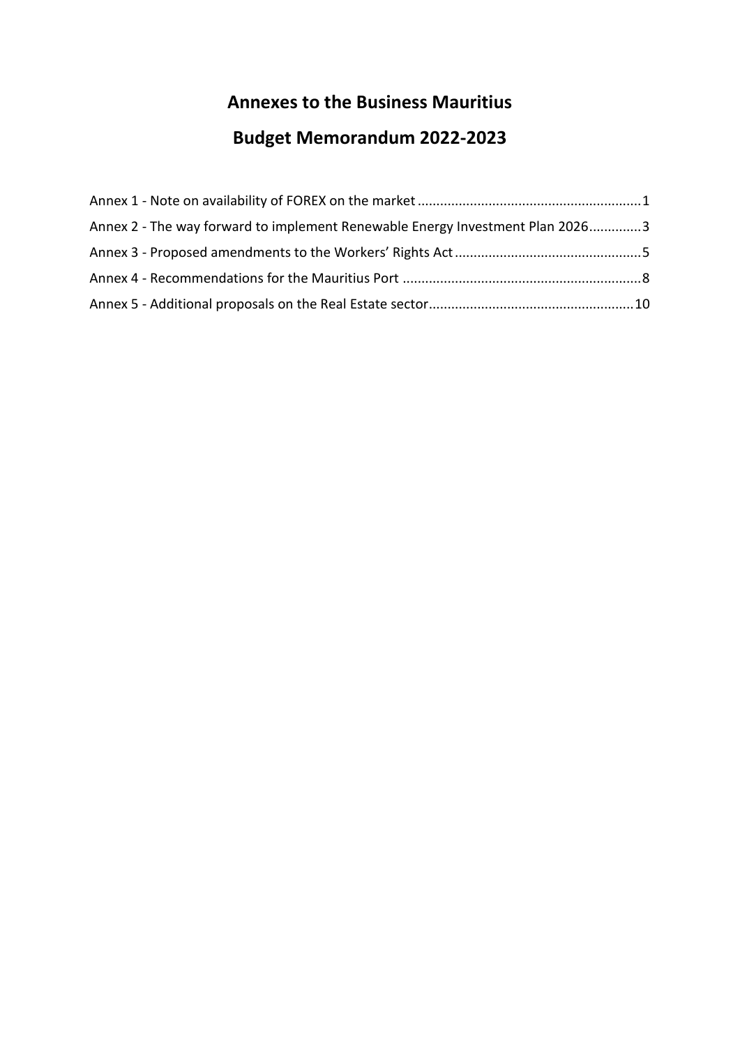# Annexes to the Business Mauritius

# Budget Memorandum 2022-2023

Annex 1 - Note on availability of FOREX on the market ........................................................... 1

Annex 2 - The way forward to implement Renewable Energy Investment Plan 2026 ............. 3

Annex 3 - Proposed amendments to the Workers' Rights Act ................................................. 5

Annex 4 - Recommendations for the Mauritius Port ............................................................... 8

Annex 5 - Additional proposals on the Real Estate sector ...................................................... 10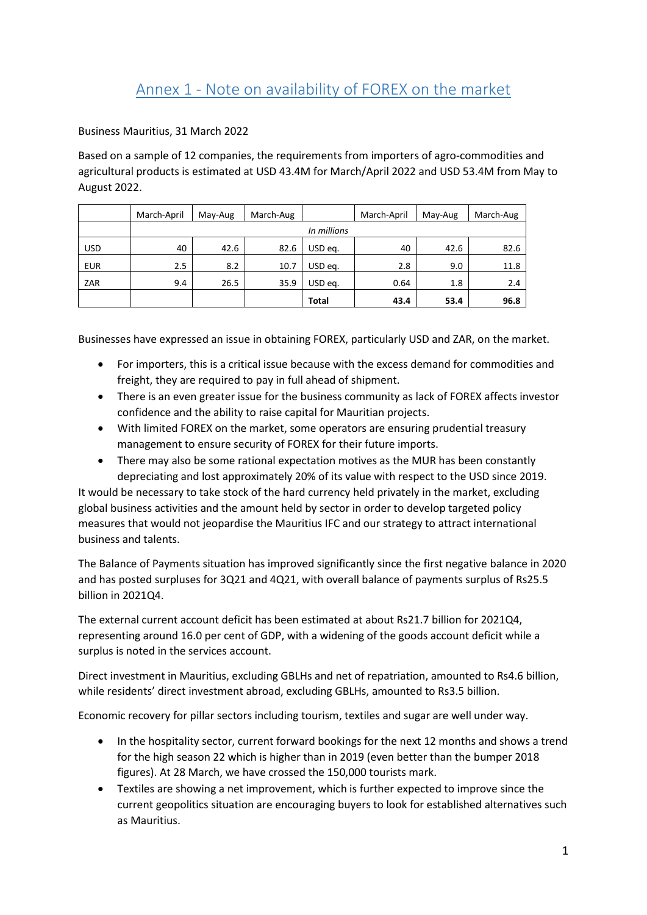# Annex 1 - Note on availability of FOREX on the market

Business Mauritius, 31 March 2022

Based on a sample of 12 companies, the requirements from importers of agro-commodities and agricultural products is estimated at USD 43.4M for March/April 2022 and USD 53.4M from May to August 2022.

| | March-April | May-Aug | March-Aug | | March-April | May-Aug | March-Aug |
|---|---|---|---|---|---|---|---|
| | *In millions* | | | | | | |
| USD | 40 | 42.6 | 82.6 | USD eq. | 40 | 42.6 | 82.6 |
| EUR | 2.5 | 8.2 | 10.7 | USD eq. | 2.8 | 9.0 | 11.8 |
| ZAR | 9.4 | 26.5 | 35.9 | USD eq. | 0.64 | 1.8 | 2.4 |
| | | | | **Total** | **43.4** | **53.4** | **96.8** |

Businesses have expressed an issue in obtaining FOREX, particularly USD and ZAR, on the market.

- For importers, this is a critical issue because with the excess demand for commodities and freight, they are required to pay in full ahead of shipment.
- There is an even greater issue for the business community as lack of FOREX affects investor confidence and the ability to raise capital for Mauritian projects.
- With limited FOREX on the market, some operators are ensuring prudential treasury management to ensure security of FOREX for their future imports.
- There may also be some rational expectation motives as the MUR has been constantly depreciating and lost approximately 20% of its value with respect to the USD since 2019.

It would be necessary to take stock of the hard currency held privately in the market, excluding global business activities and the amount held by sector in order to develop targeted policy measures that would not jeopardise the Mauritius IFC and our strategy to attract international business and talents.

The Balance of Payments situation has improved significantly since the first negative balance in 2020 and has posted surpluses for 3Q21 and 4Q21, with overall balance of payments surplus of Rs25.5 billion in 2021Q4.

The external current account deficit has been estimated at about Rs21.7 billion for 2021Q4, representing around 16.0 per cent of GDP, with a widening of the goods account deficit while a surplus is noted in the services account.

Direct investment in Mauritius, excluding GBLHs and net of repatriation, amounted to Rs4.6 billion, while residents' direct investment abroad, excluding GBLHs, amounted to Rs3.5 billion.

Economic recovery for pillar sectors including tourism, textiles and sugar are well under way.

- In the hospitality sector, current forward bookings for the next 12 months and shows a trend for the high season 22 which is higher than in 2019 (even better than the bumper 2018 figures). At 28 March, we have crossed the 150,000 tourists mark.
- Textiles are showing a net improvement, which is further expected to improve since the current geopolitics situation are encouraging buyers to look for established alternatives such as Mauritius.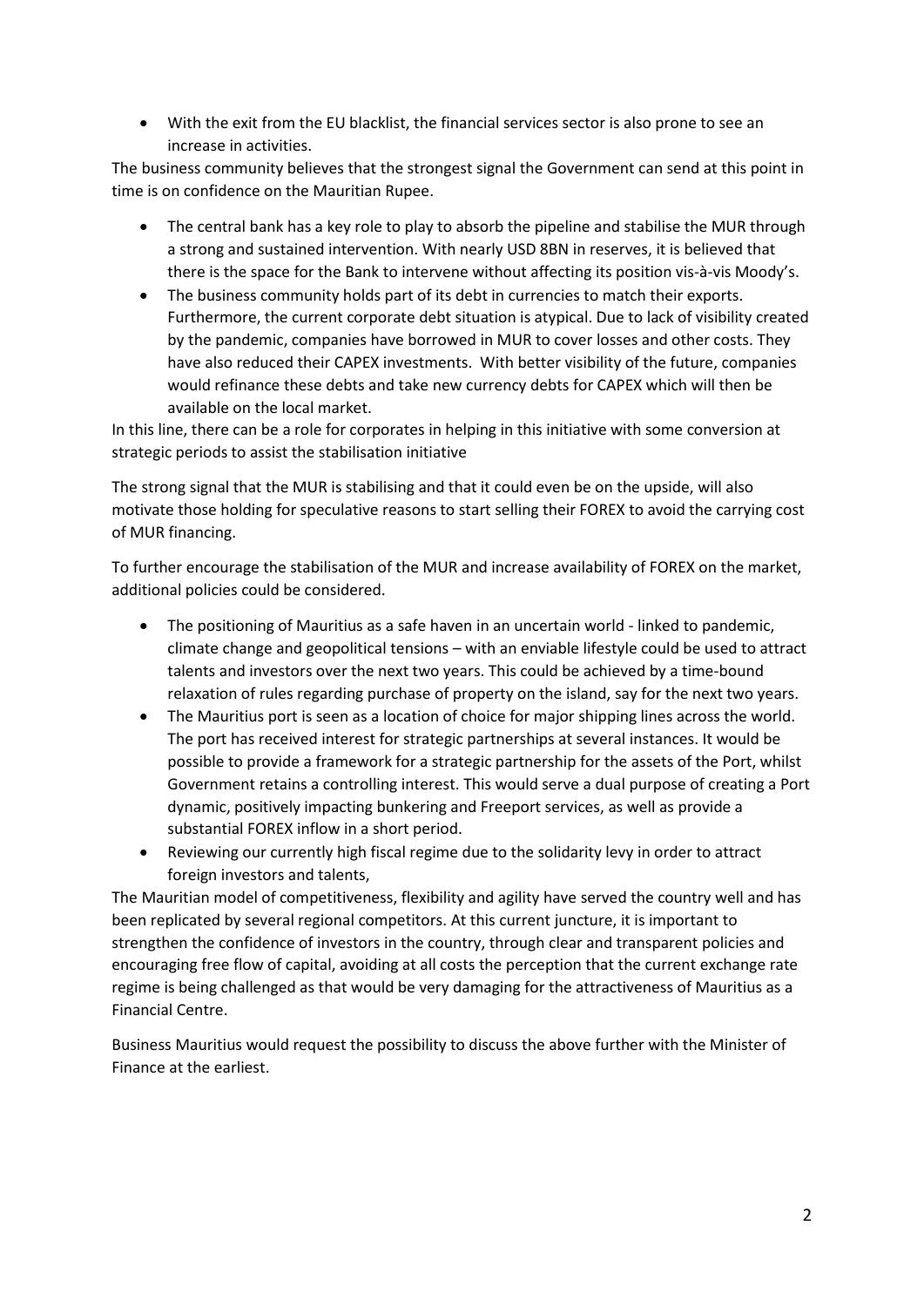- With the exit from the EU blacklist, the financial services sector is also prone to see an increase in activities.

The business community believes that the strongest signal the Government can send at this point in time is on confidence on the Mauritian Rupee.

- The central bank has a key role to play to absorb the pipeline and stabilise the MUR through a strong and sustained intervention. With nearly USD 8BN in reserves, it is believed that there is the space for the Bank to intervene without affecting its position vis-à-vis Moody's.
- The business community holds part of its debt in currencies to match their exports. Furthermore, the current corporate debt situation is atypical. Due to lack of visibility created by the pandemic, companies have borrowed in MUR to cover losses and other costs. They have also reduced their CAPEX investments. With better visibility of the future, companies would refinance these debts and take new currency debts for CAPEX which will then be available on the local market.

In this line, there can be a role for corporates in helping in this initiative with some conversion at strategic periods to assist the stabilisation initiative

The strong signal that the MUR is stabilising and that it could even be on the upside, will also motivate those holding for speculative reasons to start selling their FOREX to avoid the carrying cost of MUR financing.

To further encourage the stabilisation of the MUR and increase availability of FOREX on the market, additional policies could be considered.

- The positioning of Mauritius as a safe haven in an uncertain world - linked to pandemic, climate change and geopolitical tensions – with an enviable lifestyle could be used to attract talents and investors over the next two years. This could be achieved by a time-bound relaxation of rules regarding purchase of property on the island, say for the next two years.
- The Mauritius port is seen as a location of choice for major shipping lines across the world. The port has received interest for strategic partnerships at several instances. It would be possible to provide a framework for a strategic partnership for the assets of the Port, whilst Government retains a controlling interest. This would serve a dual purpose of creating a Port dynamic, positively impacting bunkering and Freeport services, as well as provide a substantial FOREX inflow in a short period.
- Reviewing our currently high fiscal regime due to the solidarity levy in order to attract foreign investors and talents,

The Mauritian model of competitiveness, flexibility and agility have served the country well and has been replicated by several regional competitors. At this current juncture, it is important to strengthen the confidence of investors in the country, through clear and transparent policies and encouraging free flow of capital, avoiding at all costs the perception that the current exchange rate regime is being challenged as that would be very damaging for the attractiveness of Mauritius as a Financial Centre.

Business Mauritius would request the possibility to discuss the above further with the Minister of Finance at the earliest.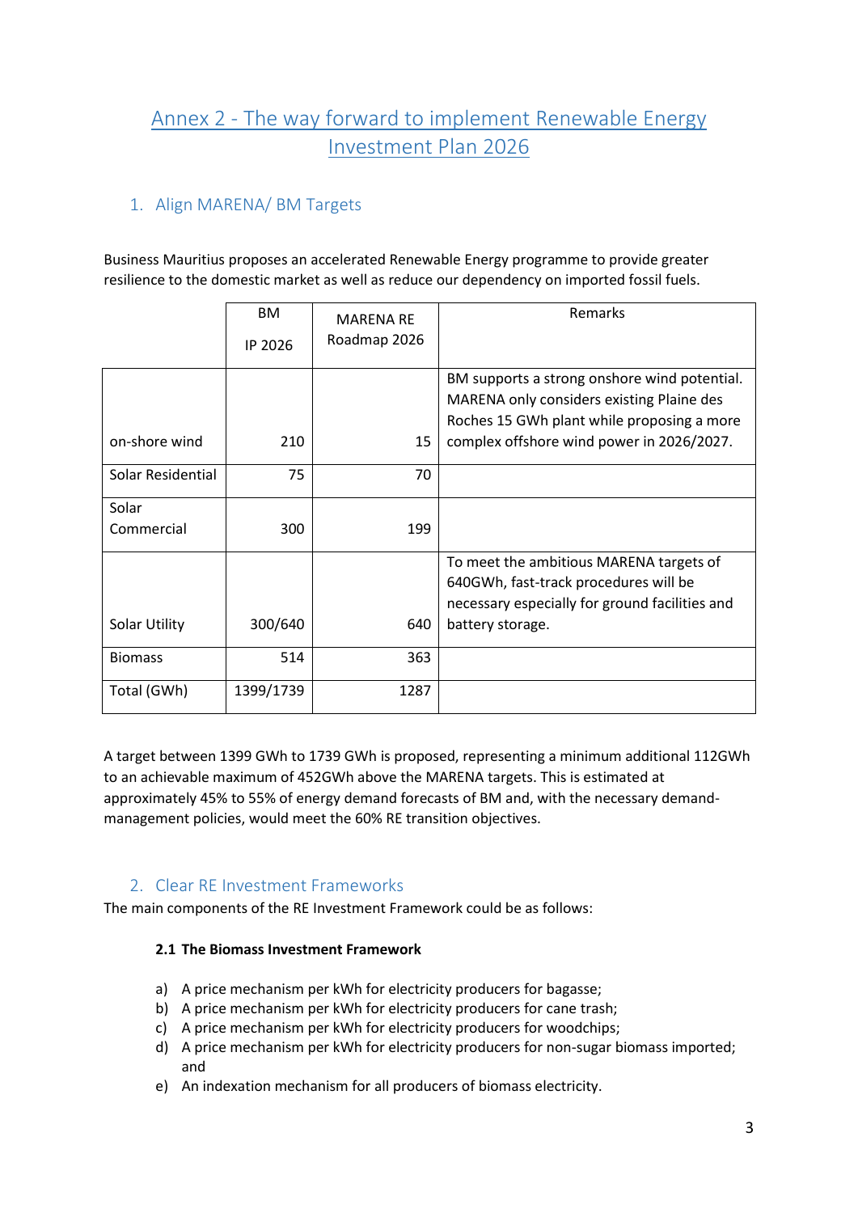# Annex 2 - The way forward to implement Renewable Energy Investment Plan 2026

## 1. Align MARENA/ BM Targets

Business Mauritius proposes an accelerated Renewable Energy programme to provide greater resilience to the domestic market as well as reduce our dependency on imported fossil fuels.

| | BM IP 2026 | MARENA RE Roadmap 2026 | Remarks |
|---|---|---|---|
| on-shore wind | 210 | 15 | BM supports a strong onshore wind potential. MARENA only considers existing Plaine des Roches 15 GWh plant while proposing a more complex offshore wind power in 2026/2027. |
| Solar Residential | 75 | 70 | |
| Solar Commercial | 300 | 199 | |
| Solar Utility | 300/640 | 640 | To meet the ambitious MARENA targets of 640GWh, fast-track procedures will be necessary especially for ground facilities and battery storage. |
| Biomass | 514 | 363 | |
| Total (GWh) | 1399/1739 | 1287 | |

A target between 1399 GWh to 1739 GWh is proposed, representing a minimum additional 112GWh to an achievable maximum of 452GWh above the MARENA targets. This is estimated at approximately 45% to 55% of energy demand forecasts of BM and, with the necessary demand-management policies, would meet the 60% RE transition objectives.

## 2. Clear RE Investment Frameworks

The main components of the RE Investment Framework could be as follows:

### 2.1 The Biomass Investment Framework

a) A price mechanism per kWh for electricity producers for bagasse;
b) A price mechanism per kWh for electricity producers for cane trash;
c) A price mechanism per kWh for electricity producers for woodchips;
d) A price mechanism per kWh for electricity producers for non-sugar biomass imported; and
e) An indexation mechanism for all producers of biomass electricity.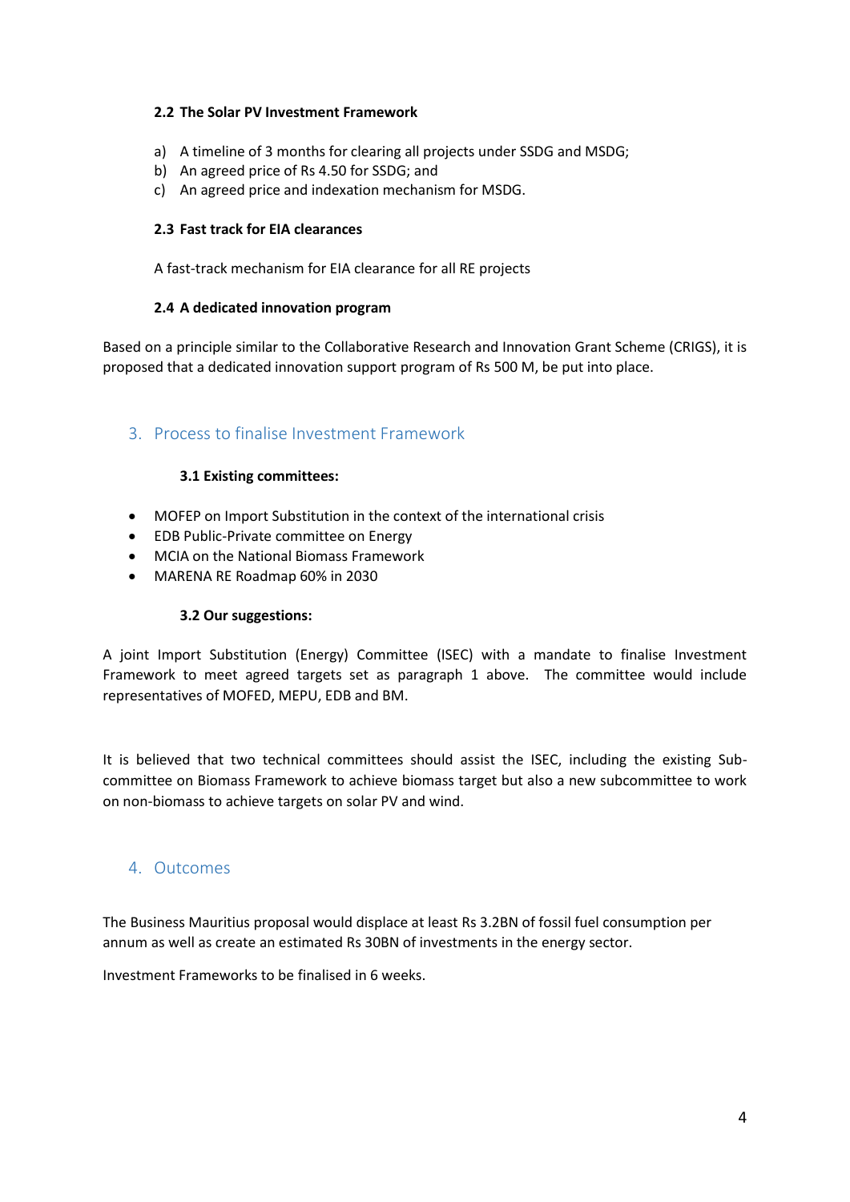### 2.2 The Solar PV Investment Framework

a) A timeline of 3 months for clearing all projects under SSDG and MSDG;
b) An agreed price of Rs 4.50 for SSDG; and
c) An agreed price and indexation mechanism for MSDG.

### 2.3 Fast track for EIA clearances

A fast-track mechanism for EIA clearance for all RE projects

### 2.4 A dedicated innovation program

Based on a principle similar to the Collaborative Research and Innovation Grant Scheme (CRIGS), it is proposed that a dedicated innovation support program of Rs 500 M, be put into place.

## 3. Process to finalise Investment Framework

### 3.1 Existing committees:

- MOFEP on Import Substitution in the context of the international crisis
- EDB Public-Private committee on Energy
- MCIA on the National Biomass Framework
- MARENA RE Roadmap 60% in 2030

### 3.2 Our suggestions:

A joint Import Substitution (Energy) Committee (ISEC) with a mandate to finalise Investment Framework to meet agreed targets set as paragraph 1 above. The committee would include representatives of MOFED, MEPU, EDB and BM.

It is believed that two technical committees should assist the ISEC, including the existing Sub-committee on Biomass Framework to achieve biomass target but also a new subcommittee to work on non-biomass to achieve targets on solar PV and wind.

## 4. Outcomes

The Business Mauritius proposal would displace at least Rs 3.2BN of fossil fuel consumption per annum as well as create an estimated Rs 30BN of investments in the energy sector.

Investment Frameworks to be finalised in 6 weeks.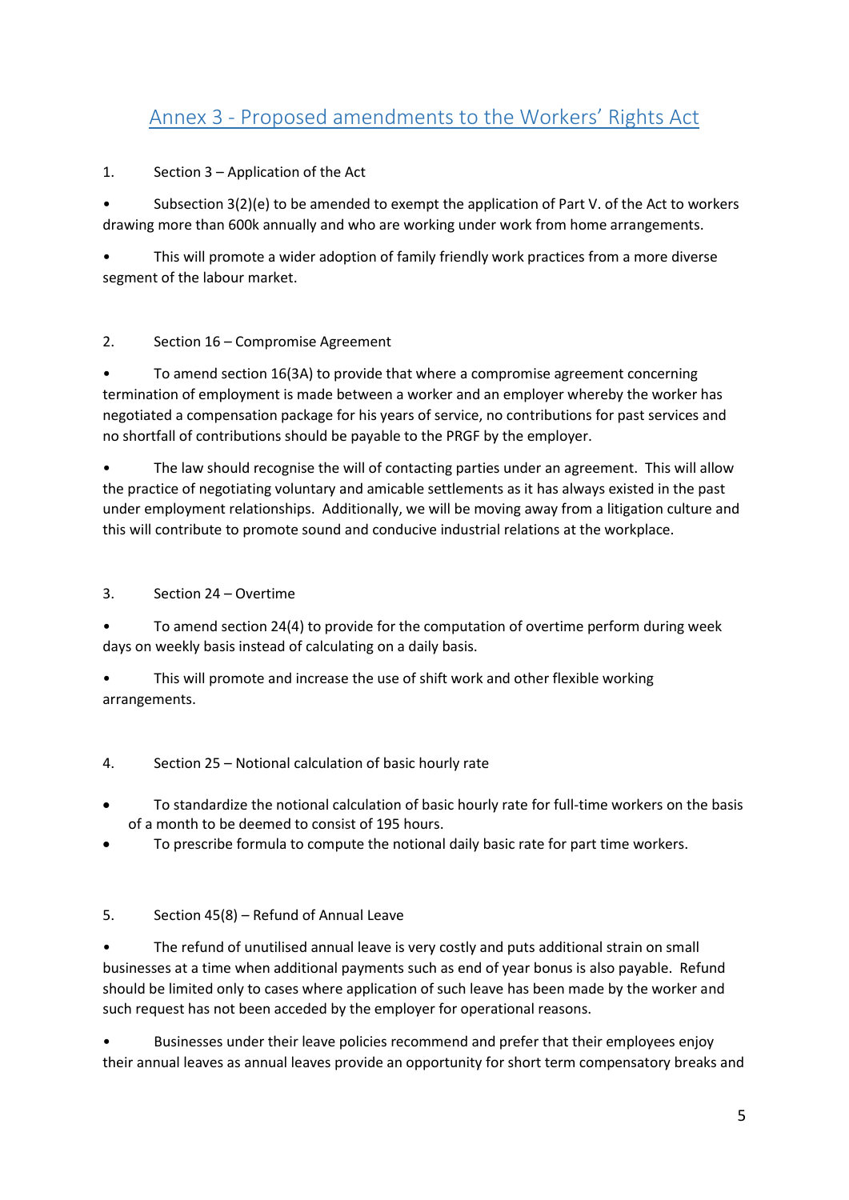## Annex 3 - Proposed amendments to the Workers' Rights Act

1. Section 3 – Application of the Act

- Subsection 3(2)(e) to be amended to exempt the application of Part V. of the Act to workers drawing more than 600k annually and who are working under work from home arrangements.

- This will promote a wider adoption of family friendly work practices from a more diverse segment of the labour market.

2. Section 16 – Compromise Agreement

- To amend section 16(3A) to provide that where a compromise agreement concerning termination of employment is made between a worker and an employer whereby the worker has negotiated a compensation package for his years of service, no contributions for past services and no shortfall of contributions should be payable to the PRGF by the employer.

- The law should recognise the will of contacting parties under an agreement. This will allow the practice of negotiating voluntary and amicable settlements as it has always existed in the past under employment relationships. Additionally, we will be moving away from a litigation culture and this will contribute to promote sound and conducive industrial relations at the workplace.

3. Section 24 – Overtime

- To amend section 24(4) to provide for the computation of overtime perform during week days on weekly basis instead of calculating on a daily basis.

- This will promote and increase the use of shift work and other flexible working arrangements.

4. Section 25 – Notional calculation of basic hourly rate

- To standardize the notional calculation of basic hourly rate for full-time workers on the basis of a month to be deemed to consist of 195 hours.
- To prescribe formula to compute the notional daily basic rate for part time workers.

5. Section 45(8) – Refund of Annual Leave

- The refund of unutilised annual leave is very costly and puts additional strain on small businesses at a time when additional payments such as end of year bonus is also payable. Refund should be limited only to cases where application of such leave has been made by the worker and such request has not been acceded by the employer for operational reasons.

- Businesses under their leave policies recommend and prefer that their employees enjoy their annual leaves as annual leaves provide an opportunity for short term compensatory breaks and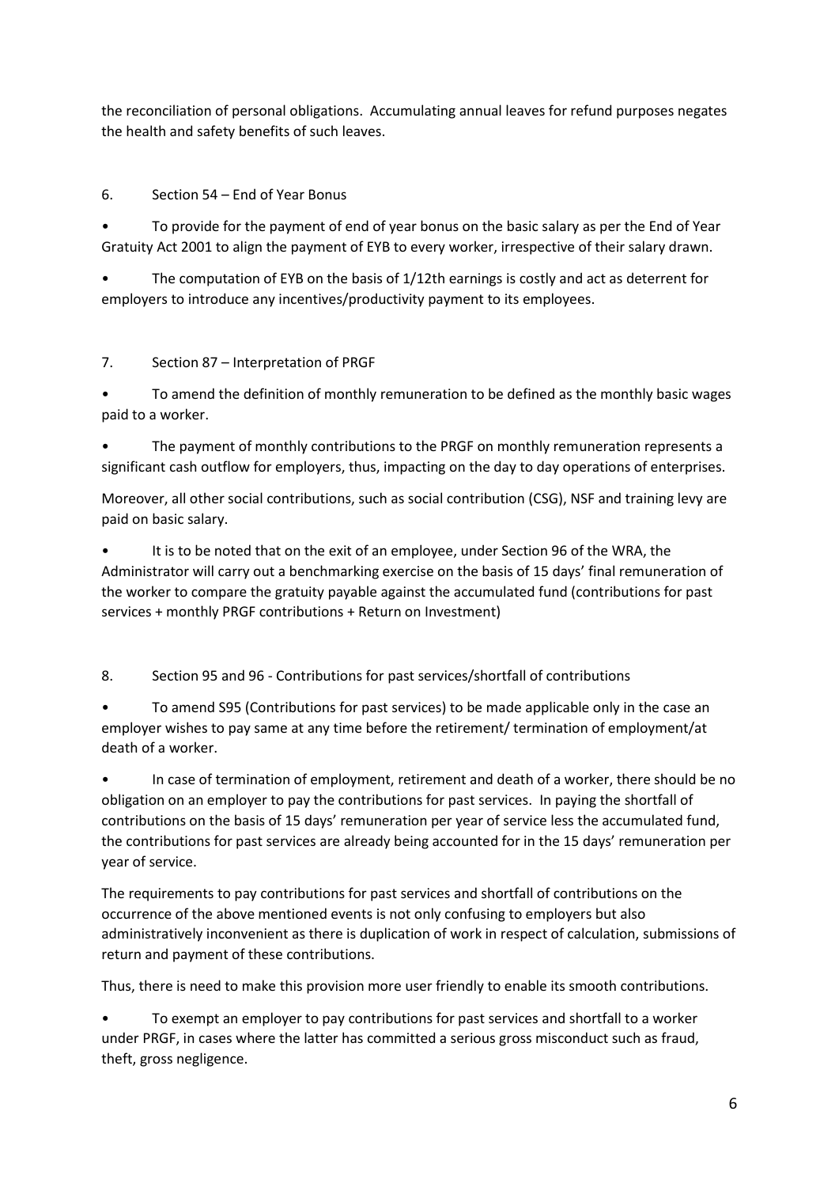the reconciliation of personal obligations. Accumulating annual leaves for refund purposes negates the health and safety benefits of such leaves.

6. Section 54 – End of Year Bonus

- To provide for the payment of end of year bonus on the basic salary as per the End of Year Gratuity Act 2001 to align the payment of EYB to every worker, irrespective of their salary drawn.
- The computation of EYB on the basis of 1/12th earnings is costly and act as deterrent for employers to introduce any incentives/productivity payment to its employees.

7. Section 87 – Interpretation of PRGF

- To amend the definition of monthly remuneration to be defined as the monthly basic wages paid to a worker.
- The payment of monthly contributions to the PRGF on monthly remuneration represents a significant cash outflow for employers, thus, impacting on the day to day operations of enterprises.

Moreover, all other social contributions, such as social contribution (CSG), NSF and training levy are paid on basic salary.

- It is to be noted that on the exit of an employee, under Section 96 of the WRA, the Administrator will carry out a benchmarking exercise on the basis of 15 days' final remuneration of the worker to compare the gratuity payable against the accumulated fund (contributions for past services + monthly PRGF contributions + Return on Investment)

8. Section 95 and 96 - Contributions for past services/shortfall of contributions

- To amend S95 (Contributions for past services) to be made applicable only in the case an employer wishes to pay same at any time before the retirement/ termination of employment/at death of a worker.
- In case of termination of employment, retirement and death of a worker, there should be no obligation on an employer to pay the contributions for past services. In paying the shortfall of contributions on the basis of 15 days' remuneration per year of service less the accumulated fund, the contributions for past services are already being accounted for in the 15 days' remuneration per year of service.

The requirements to pay contributions for past services and shortfall of contributions on the occurrence of the above mentioned events is not only confusing to employers but also administratively inconvenient as there is duplication of work in respect of calculation, submissions of return and payment of these contributions.

Thus, there is need to make this provision more user friendly to enable its smooth contributions.

- To exempt an employer to pay contributions for past services and shortfall to a worker under PRGF, in cases where the latter has committed a serious gross misconduct such as fraud, theft, gross negligence.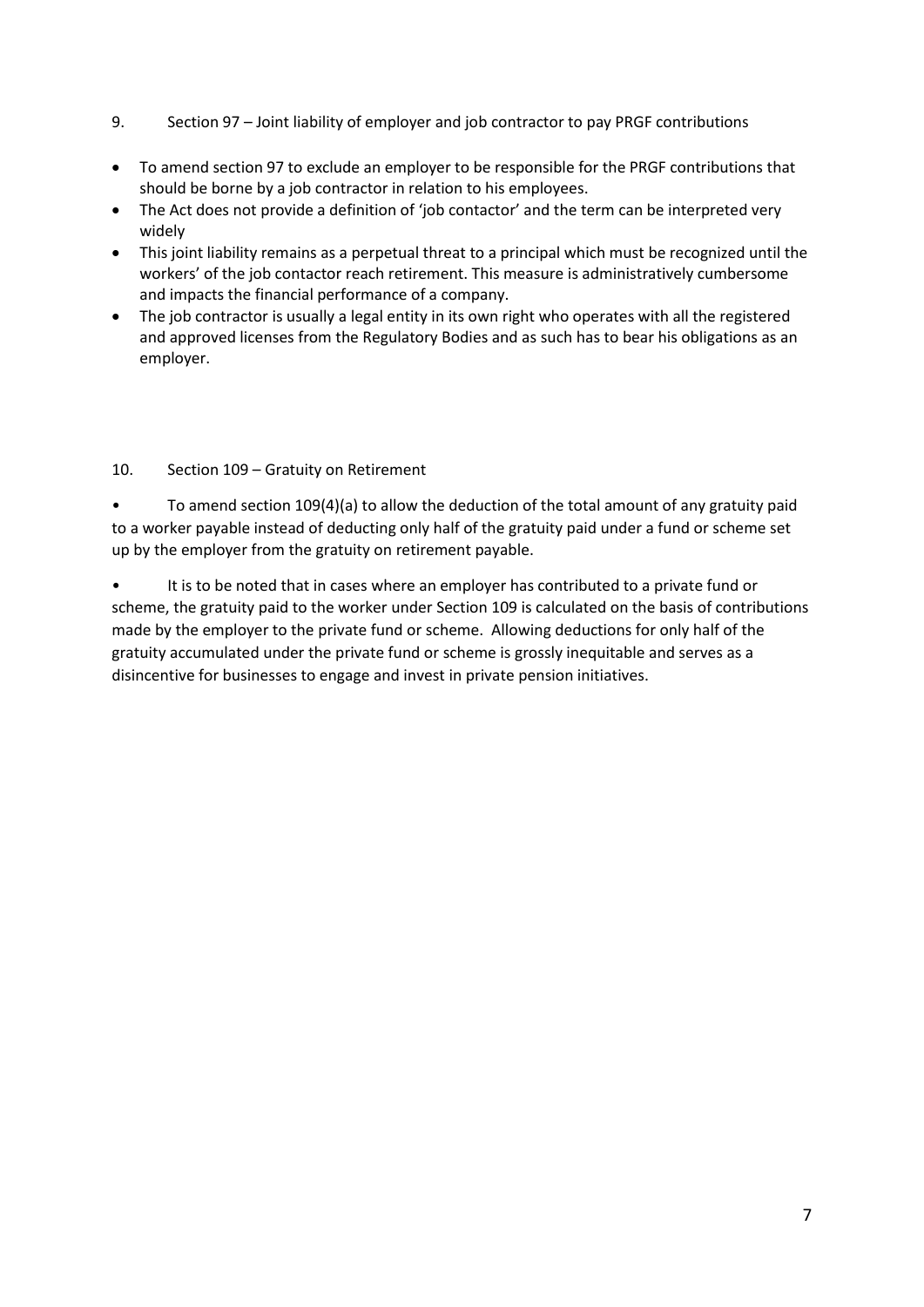9. Section 97 – Joint liability of employer and job contractor to pay PRGF contributions

- To amend section 97 to exclude an employer to be responsible for the PRGF contributions that should be borne by a job contractor in relation to his employees.
- The Act does not provide a definition of 'job contactor' and the term can be interpreted very widely
- This joint liability remains as a perpetual threat to a principal which must be recognized until the workers' of the job contactor reach retirement. This measure is administratively cumbersome and impacts the financial performance of a company.
- The job contractor is usually a legal entity in its own right who operates with all the registered and approved licenses from the Regulatory Bodies and as such has to bear his obligations as an employer.

10. Section 109 – Gratuity on Retirement

- To amend section 109(4)(a) to allow the deduction of the total amount of any gratuity paid to a worker payable instead of deducting only half of the gratuity paid under a fund or scheme set up by the employer from the gratuity on retirement payable.
- It is to be noted that in cases where an employer has contributed to a private fund or scheme, the gratuity paid to the worker under Section 109 is calculated on the basis of contributions made by the employer to the private fund or scheme. Allowing deductions for only half of the gratuity accumulated under the private fund or scheme is grossly inequitable and serves as a disincentive for businesses to engage and invest in private pension initiatives.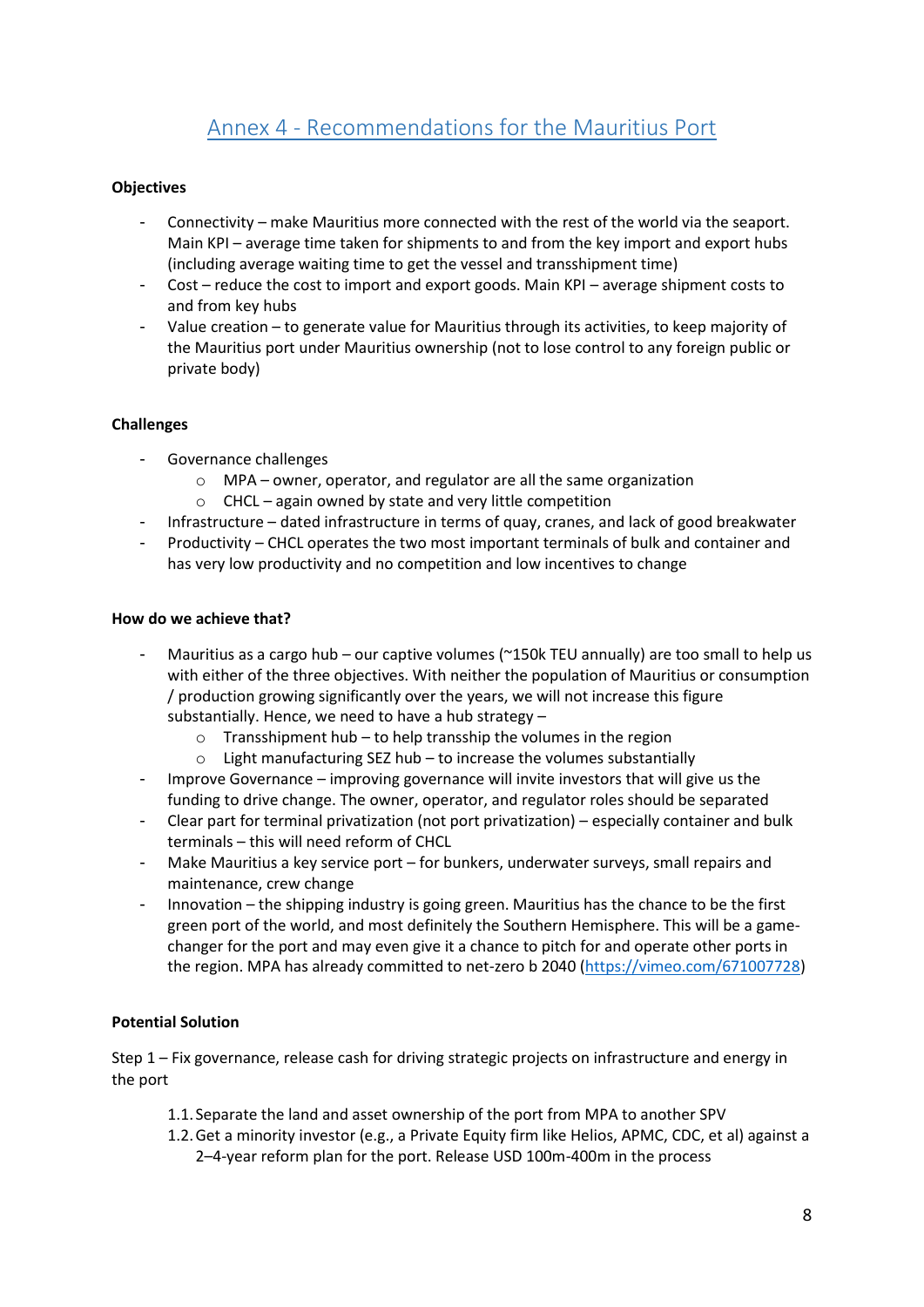## Annex 4 - Recommendations for the Mauritius Port

**Objectives**

- Connectivity – make Mauritius more connected with the rest of the world via the seaport. Main KPI – average time taken for shipments to and from the key import and export hubs (including average waiting time to get the vessel and transshipment time)
- Cost – reduce the cost to import and export goods. Main KPI – average shipment costs to and from key hubs
- Value creation – to generate value for Mauritius through its activities, to keep majority of the Mauritius port under Mauritius ownership (not to lose control to any foreign public or private body)

**Challenges**

- Governance challenges
  - MPA – owner, operator, and regulator are all the same organization
  - CHCL – again owned by state and very little competition
- Infrastructure – dated infrastructure in terms of quay, cranes, and lack of good breakwater
- Productivity – CHCL operates the two most important terminals of bulk and container and has very low productivity and no competition and low incentives to change

**How do we achieve that?**

- Mauritius as a cargo hub – our captive volumes (~150k TEU annually) are too small to help us with either of the three objectives. With neither the population of Mauritius or consumption / production growing significantly over the years, we will not increase this figure substantially. Hence, we need to have a hub strategy –
  - Transshipment hub – to help tranship the volumes in the region
  - Light manufacturing SEZ hub – to increase the volumes substantially
- Improve Governance – improving governance will invite investors that will give us the funding to drive change. The owner, operator, and regulator roles should be separated
- Clear part for terminal privatization (not port privatization) – especially container and bulk terminals – this will need reform of CHCL
- Make Mauritius a key service port – for bunkers, underwater surveys, small repairs and maintenance, crew change
- Innovation – the shipping industry is going green. Mauritius has the chance to be the first green port of the world, and most definitely the Southern Hemisphere. This will be a game-changer for the port and may even give it a chance to pitch for and operate other ports in the region. MPA has already committed to net-zero b 2040 (https://vimeo.com/671007728)

**Potential Solution**

Step 1 – Fix governance, release cash for driving strategic projects on infrastructure and energy in the port

1.1. Separate the land and asset ownership of the port from MPA to another SPV
1.2. Get a minority investor (e.g., a Private Equity firm like Helios, APMC, CDC, et al) against a 2–4-year reform plan for the port. Release USD 100m-400m in the process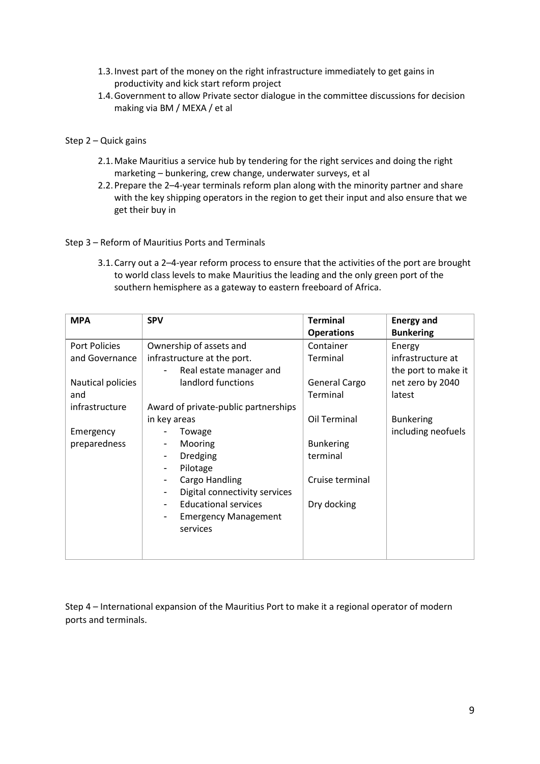1.3. Invest part of the money on the right infrastructure immediately to get gains in productivity and kick start reform project
1.4. Government to allow Private sector dialogue in the committee discussions for decision making via BM / MEXA / et al

Step 2 – Quick gains

2.1. Make Mauritius a service hub by tendering for the right services and doing the right marketing – bunkering, crew change, underwater surveys, et al
2.2. Prepare the 2–4-year terminals reform plan along with the minority partner and share with the key shipping operators in the region to get their input and also ensure that we get their buy in

Step 3 – Reform of Mauritius Ports and Terminals

3.1. Carry out a 2–4-year reform process to ensure that the activities of the port are brought to world class levels to make Mauritius the leading and the only green port of the southern hemisphere as a gateway to eastern freeboard of Africa.

| **MPA** | **SPV** | **Terminal Operations** | **Energy and Bunkering** |
|---|---|---|---|
| Port Policies and Governance<br><br>Nautical policies and infrastructure<br><br>Emergency preparedness | Ownership of assets and infrastructure at the port.<br>- Real estate manager and landlord functions<br><br>Award of private-public partnerships in key areas<br>- Towage<br>- Mooring<br>- Dredging<br>- Pilotage<br>- Cargo Handling<br>- Digital connectivity services<br>- Educational services<br>- Emergency Management services | Container Terminal<br><br>General Cargo Terminal<br><br>Oil Terminal<br><br>Bunkering terminal<br><br>Cruise terminal<br><br>Dry docking | Energy infrastructure at the port to make it net zero by 2040 latest<br><br>Bunkering including neofuels |

Step 4 – International expansion of the Mauritius Port to make it a regional operator of modern ports and terminals.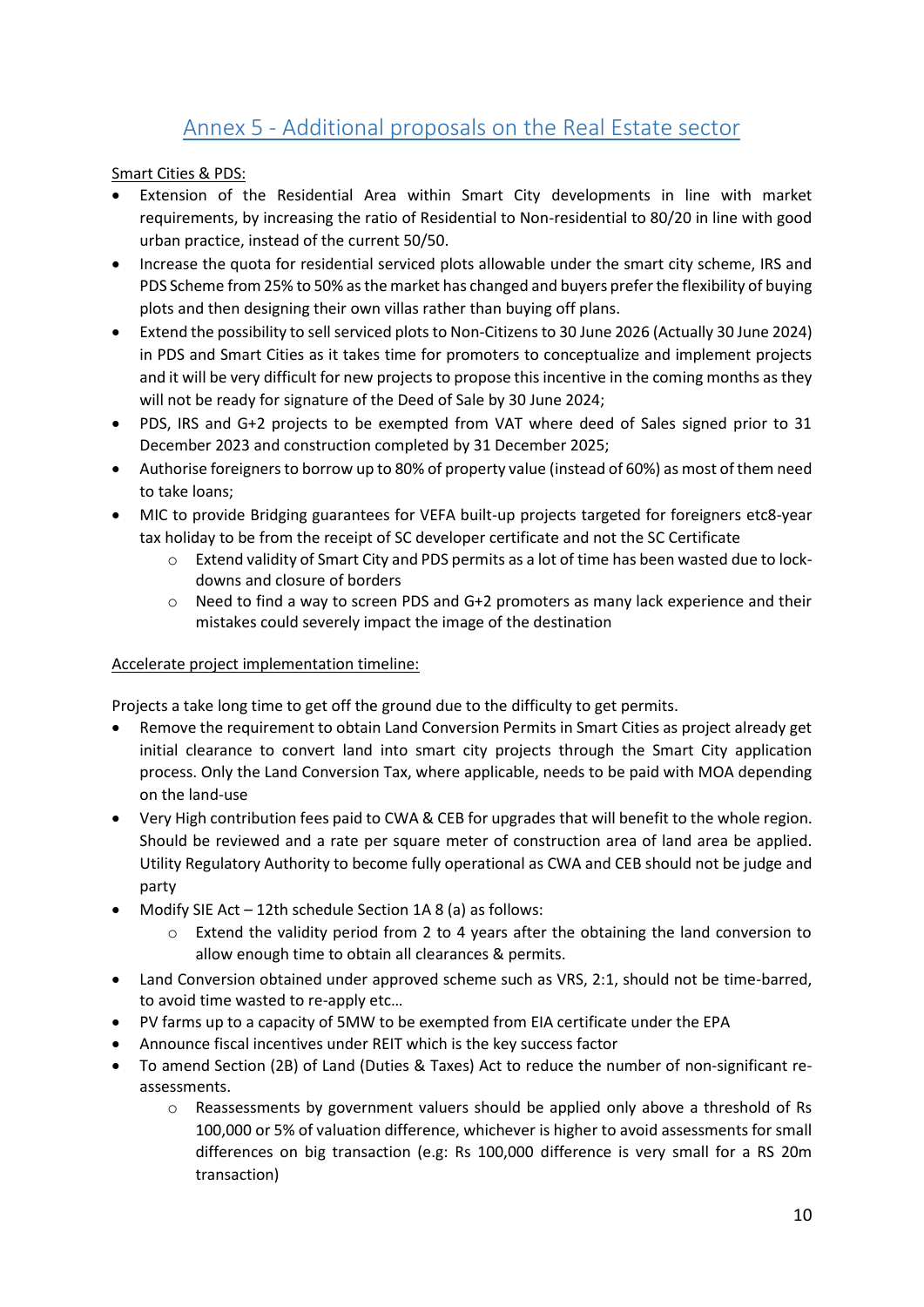## Annex 5 - Additional proposals on the Real Estate sector

Smart Cities & PDS:

- Extension of the Residential Area within Smart City developments in line with market requirements, by increasing the ratio of Residential to Non-residential to 80/20 in line with good urban practice, instead of the current 50/50.
- Increase the quota for residential serviced plots allowable under the smart city scheme, IRS and PDS Scheme from 25% to 50% as the market has changed and buyers prefer the flexibility of buying plots and then designing their own villas rather than buying off plans.
- Extend the possibility to sell serviced plots to Non-Citizens to 30 June 2026 (Actually 30 June 2024) in PDS and Smart Cities as it takes time for promoters to conceptualize and implement projects and it will be very difficult for new projects to propose this incentive in the coming months as they will not be ready for signature of the Deed of Sale by 30 June 2024;
- PDS, IRS and G+2 projects to be exempted from VAT where deed of Sales signed prior to 31 December 2023 and construction completed by 31 December 2025;
- Authorise foreigners to borrow up to 80% of property value (instead of 60%) as most of them need to take loans;
- MIC to provide Bridging guarantees for VEFA built-up projects targeted for foreigners etc8-year tax holiday to be from the receipt of SC developer certificate and not the SC Certificate
    - Extend validity of Smart City and PDS permits as a lot of time has been wasted due to lock-downs and closure of borders
    - Need to find a way to screen PDS and G+2 promoters as many lack experience and their mistakes could severely impact the image of the destination

Accelerate project implementation timeline:

Projects a take long time to get off the ground due to the difficulty to get permits.

- Remove the requirement to obtain Land Conversion Permits in Smart Cities as project already get initial clearance to convert land into smart city projects through the Smart City application process. Only the Land Conversion Tax, where applicable, needs to be paid with MOA depending on the land-use
- Very High contribution fees paid to CWA & CEB for upgrades that will benefit to the whole region. Should be reviewed and a rate per square meter of construction area of land area be applied. Utility Regulatory Authority to become fully operational as CWA and CEB should not be judge and party
- Modify SIE Act – 12th schedule Section 1A 8 (a) as follows:
    - Extend the validity period from 2 to 4 years after the obtaining the land conversion to allow enough time to obtain all clearances & permits.
- Land Conversion obtained under approved scheme such as VRS, 2:1, should not be time-barred, to avoid time wasted to re-apply etc…
- PV farms up to a capacity of 5MW to be exempted from EIA certificate under the EPA
- Announce fiscal incentives under REIT which is the key success factor
- To amend Section (2B) of Land (Duties & Taxes) Act to reduce the number of non-significant re-assessments.
    - Reassessments by government valuers should be applied only above a threshold of Rs 100,000 or 5% of valuation difference, whichever is higher to avoid assessments for small differences on big transaction (e.g: Rs 100,000 difference is very small for a RS 20m transaction)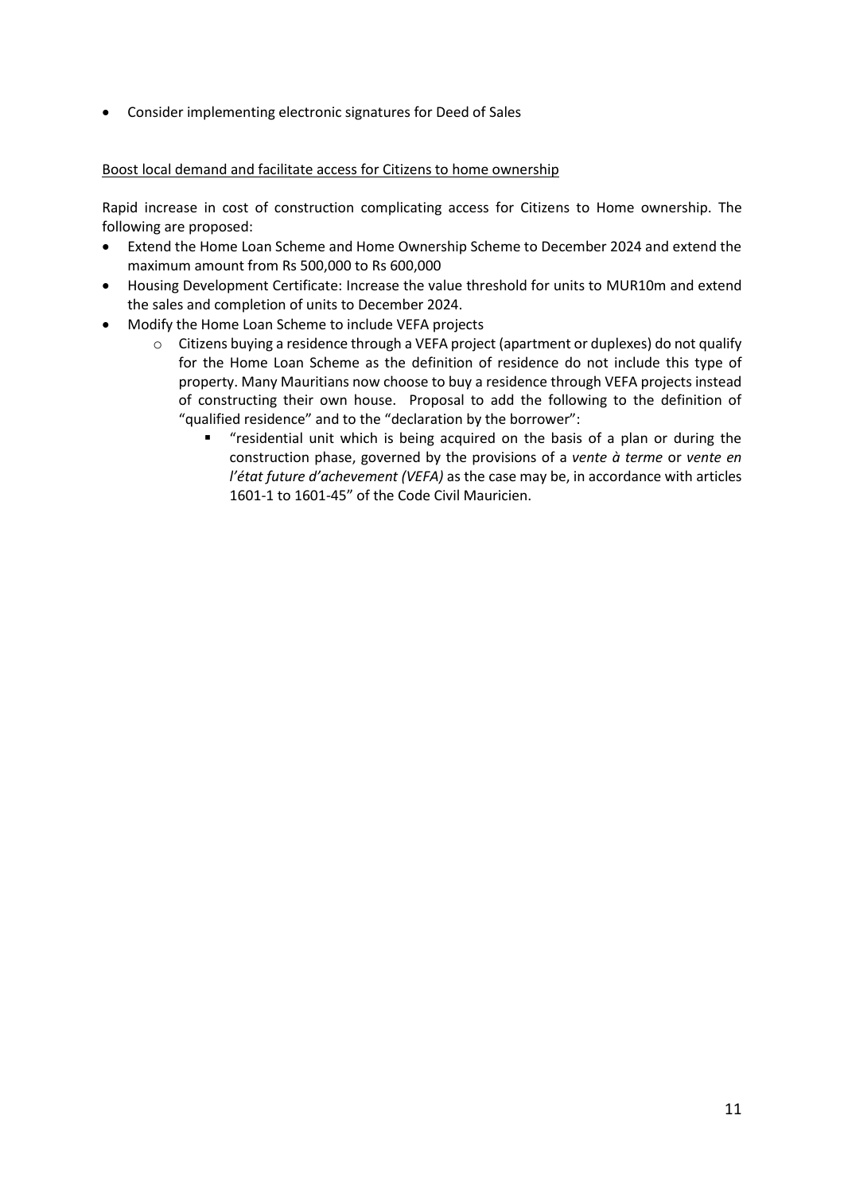- Consider implementing electronic signatures for Deed of Sales

Boost local demand and facilitate access for Citizens to home ownership

Rapid increase in cost of construction complicating access for Citizens to Home ownership. The following are proposed:

- Extend the Home Loan Scheme and Home Ownership Scheme to December 2024 and extend the maximum amount from Rs 500,000 to Rs 600,000
- Housing Development Certificate: Increase the value threshold for units to MUR10m and extend the sales and completion of units to December 2024.
- Modify the Home Loan Scheme to include VEFA projects
    - Citizens buying a residence through a VEFA project (apartment or duplexes) do not qualify for the Home Loan Scheme as the definition of residence do not include this type of property. Many Mauritians now choose to buy a residence through VEFA projects instead of constructing their own house. Proposal to add the following to the definition of "qualified residence" and to the "declaration by the borrower":
        - "residential unit which is being acquired on the basis of a plan or during the construction phase, governed by the provisions of a *vente à terme* or *vente en l'état future d'achevement (VEFA)* as the case may be, in accordance with articles 1601-1 to 1601-45" of the Code Civil Mauricien.